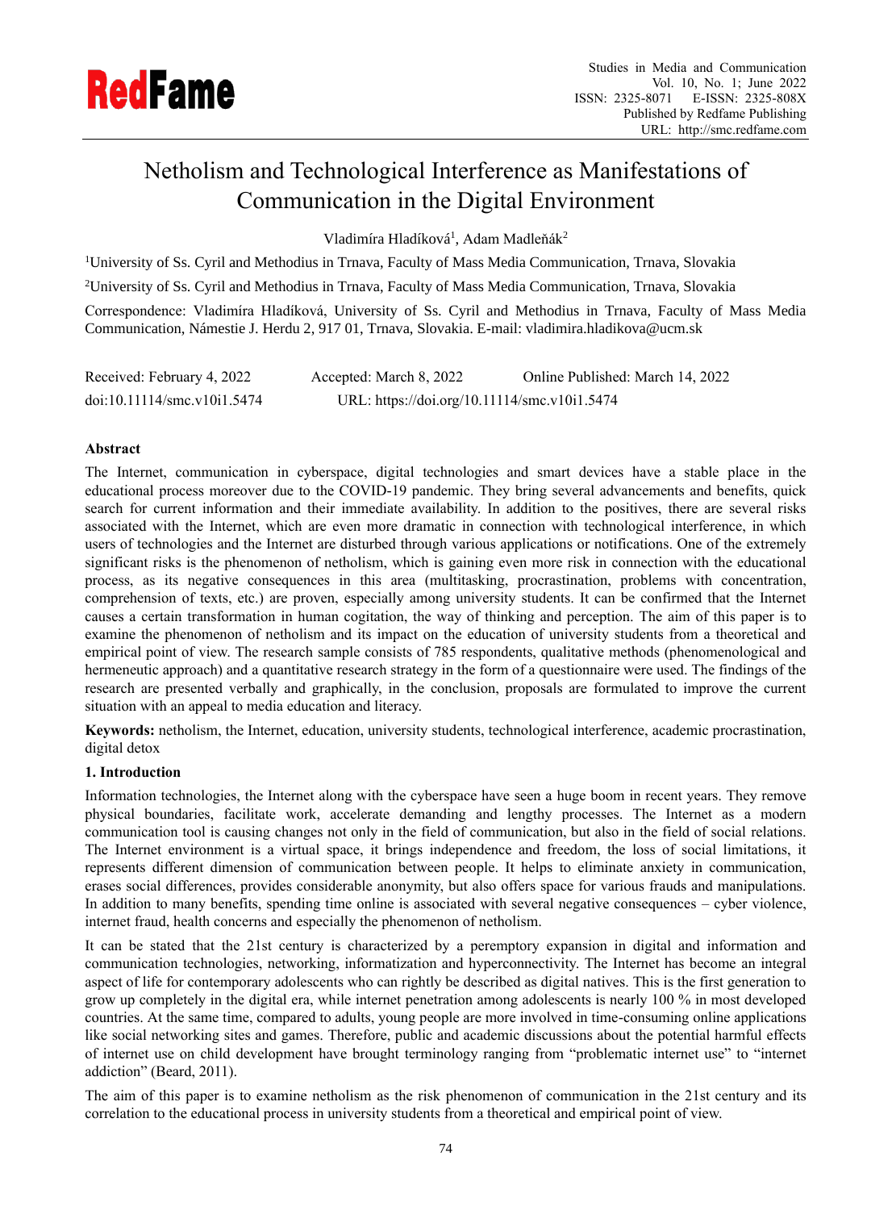# Netholism and Technological Interference as Manifestations of Communication in the Digital Environment

Vladimíra Hladíková[1], Adam Madleňák[2]

[1]University of Ss. Cyril and Methodius in Trnava, Faculty of Mass Media Communication, Trnava, Slovakia

[2]University of Ss. Cyril and Methodius in Trnava, Faculty of Mass Media Communication, Trnava, Slovakia

Correspondence: Vladimíra Hladíková, University of Ss. Cyril and Methodius in Trnava, Faculty of Mass Media Communication, Námestie J. Herdu 2, 917 01, Trnava, Slovakia. E-mail: vladimira.hladikova@ucm.sk

Received: February 4, 2022 Accepted: March 8, 2022 Online Published: March 14, 2022

doi:10.11114/smc.v10i1.5474 URL: https://doi.org/10.11114/smc.v10i1.5474

## Abstract

The Internet, communication in cyberspace, digital technologies and smart devices have a stable place in the educational process moreover due to the COVID-19 pandemic. They bring several advancements and benefits, quick search for current information and their immediate availability. In addition to the positives, there are several risks associated with the Internet, which are even more dramatic in connection with technological interference, in which users of technologies and the Internet are disturbed through various applications or notifications. One of the extremely significant risks is the phenomenon of netholism, which is gaining even more risk in connection with the educational process, as its negative consequences in this area (multitasking, procrastination, problems with concentration, comprehension of texts, etc.) are proven, especially among university students. It can be confirmed that the Internet causes a certain transformation in human cogitation, the way of thinking and perception. The aim of this paper is to examine the phenomenon of netholism and its impact on the education of university students from a theoretical and empirical point of view. The research sample consists of 785 respondents, qualitative methods (phenomenological and hermeneutic approach) and a quantitative research strategy in the form of a questionnaire were used. The findings of the research are presented verbally and graphically, in the conclusion, proposals are formulated to improve the current situation with an appeal to media education and literacy.

**Keywords:** netholism, the Internet, education, university students, technological interference, academic procrastination, digital detox

## 1. Introduction

Information technologies, the Internet along with the cyberspace have seen a huge boom in recent years. They remove physical boundaries, facilitate work, accelerate demanding and lengthy processes. The Internet as a modern communication tool is causing changes not only in the field of communication, but also in the field of social relations. The Internet environment is a virtual space, it brings independence and freedom, the loss of social limitations, it represents different dimension of communication between people. It helps to eliminate anxiety in communication, erases social differences, provides considerable anonymity, but also offers space for various frauds and manipulations. In addition to many benefits, spending time online is associated with several negative consequences – cyber violence, internet fraud, health concerns and especially the phenomenon of netholism.

It can be stated that the 21st century is characterized by a peremptory expansion in digital and information and communication technologies, networking, informatization and hyperconnectivity. The Internet has become an integral aspect of life for contemporary adolescents who can rightly be described as digital natives. This is the first generation to grow up completely in the digital era, while internet penetration among adolescents is nearly 100 % in most developed countries. At the same time, compared to adults, young people are more involved in time-consuming online applications like social networking sites and games. Therefore, public and academic discussions about the potential harmful effects of internet use on child development have brought terminology ranging from "problematic internet use" to "internet addiction" (Beard, 2011).

The aim of this paper is to examine netholism as the risk phenomenon of communication in the 21st century and its correlation to the educational process in university students from a theoretical and empirical point of view.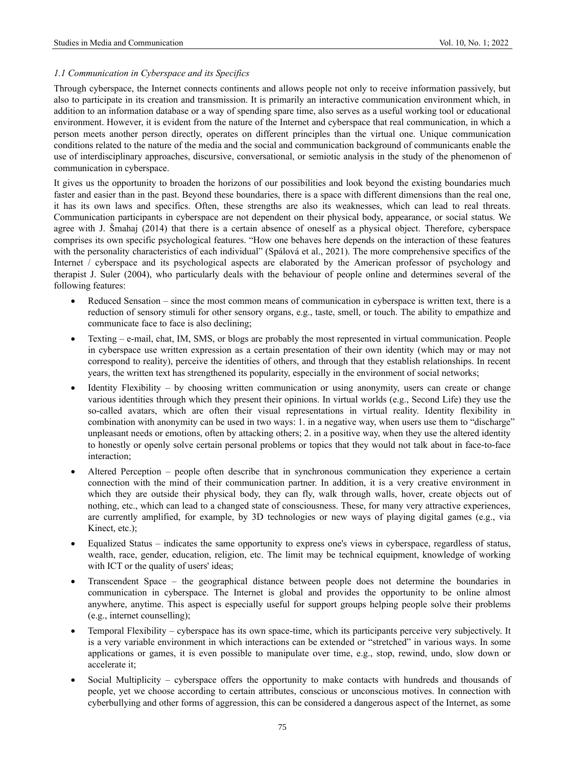### *1.1 Communication in Cyberspace and its Specifics*

Through cyberspace, the Internet connects continents and allows people not only to receive information passively, but also to participate in its creation and transmission. It is primarily an interactive communication environment which, in addition to an information database or a way of spending spare time, also serves as a useful working tool or educational environment. However, it is evident from the nature of the Internet and cyberspace that real communication, in which a person meets another person directly, operates on different principles than the virtual one. Unique communication conditions related to the nature of the media and the social and communication background of communicants enable the use of interdisciplinary approaches, discursive, conversational, or semiotic analysis in the study of the phenomenon of communication in cyberspace.

It gives us the opportunity to broaden the horizons of our possibilities and look beyond the existing boundaries much faster and easier than in the past. Beyond these boundaries, there is a space with different dimensions than the real one, it has its own laws and specifics. Often, these strengths are also its weaknesses, which can lead to real threats. Communication participants in cyberspace are not dependent on their physical body, appearance, or social status. We agree with J. Šmahaj (2014) that there is a certain absence of oneself as a physical object. Therefore, cyberspace comprises its own specific psychological features. "How one behaves here depends on the interaction of these features with the personality characteristics of each individual" (Spálová et al., 2021). The more comprehensive specifics of the Internet / cyberspace and its psychological aspects are elaborated by the American professor of psychology and therapist J. Suler (2004), who particularly deals with the behaviour of people online and determines several of the following features:

- Reduced Sensation – since the most common means of communication in cyberspace is written text, there is a reduction of sensory stimuli for other sensory organs, e.g., taste, smell, or touch. The ability to empathize and communicate face to face is also declining;
- Texting – e-mail, chat, IM, SMS, or blogs are probably the most represented in virtual communication. People in cyberspace use written expression as a certain presentation of their own identity (which may or may not correspond to reality), perceive the identities of others, and through that they establish relationships. In recent years, the written text has strengthened its popularity, especially in the environment of social networks;
- Identity Flexibility – by choosing written communication or using anonymity, users can create or change various identities through which they present their opinions. In virtual worlds (e.g., Second Life) they use the so-called avatars, which are often their visual representations in virtual reality. Identity flexibility in combination with anonymity can be used in two ways: 1. in a negative way, when users use them to "discharge" unpleasant needs or emotions, often by attacking others; 2. in a positive way, when they use the altered identity to honestly or openly solve certain personal problems or topics that they would not talk about in face-to-face interaction;
- Altered Perception – people often describe that in synchronous communication they experience a certain connection with the mind of their communication partner. In addition, it is a very creative environment in which they are outside their physical body, they can fly, walk through walls, hover, create objects out of nothing, etc., which can lead to a changed state of consciousness. These, for many very attractive experiences, are currently amplified, for example, by 3D technologies or new ways of playing digital games (e.g., via Kinect, etc.);
- Equalized Status – indicates the same opportunity to express one's views in cyberspace, regardless of status, wealth, race, gender, education, religion, etc. The limit may be technical equipment, knowledge of working with ICT or the quality of users' ideas;
- Transcendent Space – the geographical distance between people does not determine the boundaries in communication in cyberspace. The Internet is global and provides the opportunity to be online almost anywhere, anytime. This aspect is especially useful for support groups helping people solve their problems (e.g., internet counselling);
- Temporal Flexibility – cyberspace has its own space-time, which its participants perceive very subjectively. It is a very variable environment in which interactions can be extended or "stretched" in various ways. In some applications or games, it is even possible to manipulate over time, e.g., stop, rewind, undo, slow down or accelerate it;
- Social Multiplicity – cyberspace offers the opportunity to make contacts with hundreds and thousands of people, yet we choose according to certain attributes, conscious or unconscious motives. In connection with cyberbullying and other forms of aggression, this can be considered a dangerous aspect of the Internet, as some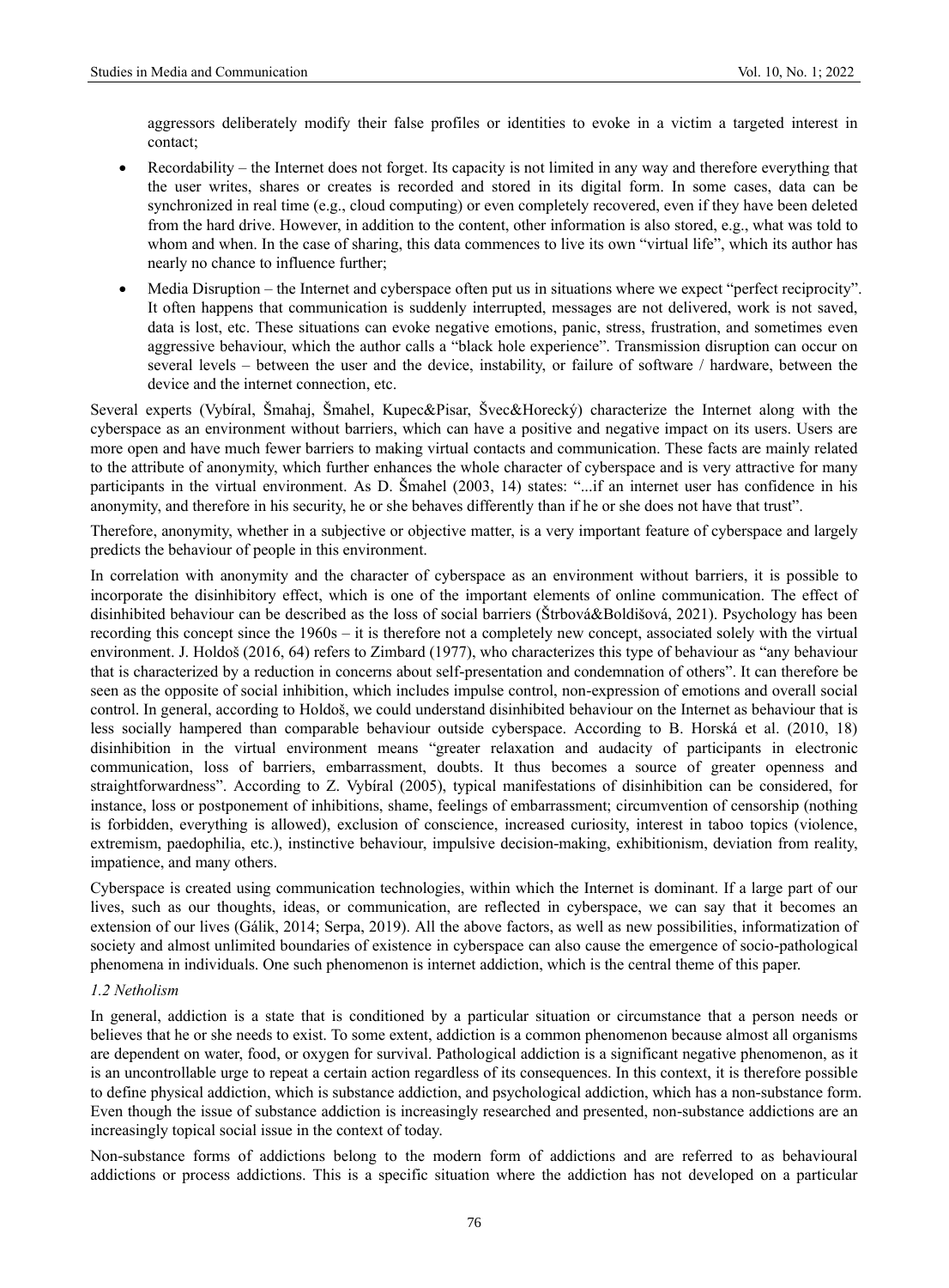aggressors deliberately modify their false profiles or identities to evoke in a victim a targeted interest in contact;

- Recordability – the Internet does not forget. Its capacity is not limited in any way and therefore everything that the user writes, shares or creates is recorded and stored in its digital form. In some cases, data can be synchronized in real time (e.g., cloud computing) or even completely recovered, even if they have been deleted from the hard drive. However, in addition to the content, other information is also stored, e.g., what was told to whom and when. In the case of sharing, this data commences to live its own "virtual life", which its author has nearly no chance to influence further;
- Media Disruption – the Internet and cyberspace often put us in situations where we expect "perfect reciprocity". It often happens that communication is suddenly interrupted, messages are not delivered, work is not saved, data is lost, etc. These situations can evoke negative emotions, panic, stress, frustration, and sometimes even aggressive behaviour, which the author calls a "black hole experience". Transmission disruption can occur on several levels – between the user and the device, instability, or failure of software / hardware, between the device and the internet connection, etc.

Several experts (Vybíral, Šmahaj, Šmahel, Kupec&Pisar, Švec&Horecký) characterize the Internet along with the cyberspace as an environment without barriers, which can have a positive and negative impact on its users. Users are more open and have much fewer barriers to making virtual contacts and communication. These facts are mainly related to the attribute of anonymity, which further enhances the whole character of cyberspace and is very attractive for many participants in the virtual environment. As D. Šmahel (2003, 14) states: "...if an internet user has confidence in his anonymity, and therefore in his security, he or she behaves differently than if he or she does not have that trust".

Therefore, anonymity, whether in a subjective or objective matter, is a very important feature of cyberspace and largely predicts the behaviour of people in this environment.

In correlation with anonymity and the character of cyberspace as an environment without barriers, it is possible to incorporate the disinhibitory effect, which is one of the important elements of online communication. The effect of disinhibited behaviour can be described as the loss of social barriers (Štrbová&Boldišová, 2021). Psychology has been recording this concept since the 1960s – it is therefore not a completely new concept, associated solely with the virtual environment. J. Holdoš (2016, 64) refers to Zimbard (1977), who characterizes this type of behaviour as "any behaviour that is characterized by a reduction in concerns about self-presentation and condemnation of others". It can therefore be seen as the opposite of social inhibition, which includes impulse control, non-expression of emotions and overall social control. In general, according to Holdoš, we could understand disinhibited behaviour on the Internet as behaviour that is less socially hampered than comparable behaviour outside cyberspace. According to B. Horská et al. (2010, 18) disinhibition in the virtual environment means "greater relaxation and audacity of participants in electronic communication, loss of barriers, embarrassment, doubts. It thus becomes a source of greater openness and straightforwardness". According to Z. Vybíral (2005), typical manifestations of disinhibition can be considered, for instance, loss or postponement of inhibitions, shame, feelings of embarrassment; circumvention of censorship (nothing is forbidden, everything is allowed), exclusion of conscience, increased curiosity, interest in taboo topics (violence, extremism, paedophilia, etc.), instinctive behaviour, impulsive decision-making, exhibitionism, deviation from reality, impatience, and many others.

Cyberspace is created using communication technologies, within which the Internet is dominant. If a large part of our lives, such as our thoughts, ideas, or communication, are reflected in cyberspace, we can say that it becomes an extension of our lives (Gálik, 2014; Serpa, 2019). All the above factors, as well as new possibilities, informatization of society and almost unlimited boundaries of existence in cyberspace can also cause the emergence of socio-pathological phenomena in individuals. One such phenomenon is internet addiction, which is the central theme of this paper.

### *1.2 Netholism*

In general, addiction is a state that is conditioned by a particular situation or circumstance that a person needs or believes that he or she needs to exist. To some extent, addiction is a common phenomenon because almost all organisms are dependent on water, food, or oxygen for survival. Pathological addiction is a significant negative phenomenon, as it is an uncontrollable urge to repeat a certain action regardless of its consequences. In this context, it is therefore possible to define physical addiction, which is substance addiction, and psychological addiction, which has a non-substance form. Even though the issue of substance addiction is increasingly researched and presented, non-substance addictions are an increasingly topical social issue in the context of today.

Non-substance forms of addictions belong to the modern form of addictions and are referred to as behavioural addictions or process addictions. This is a specific situation where the addiction has not developed on a particular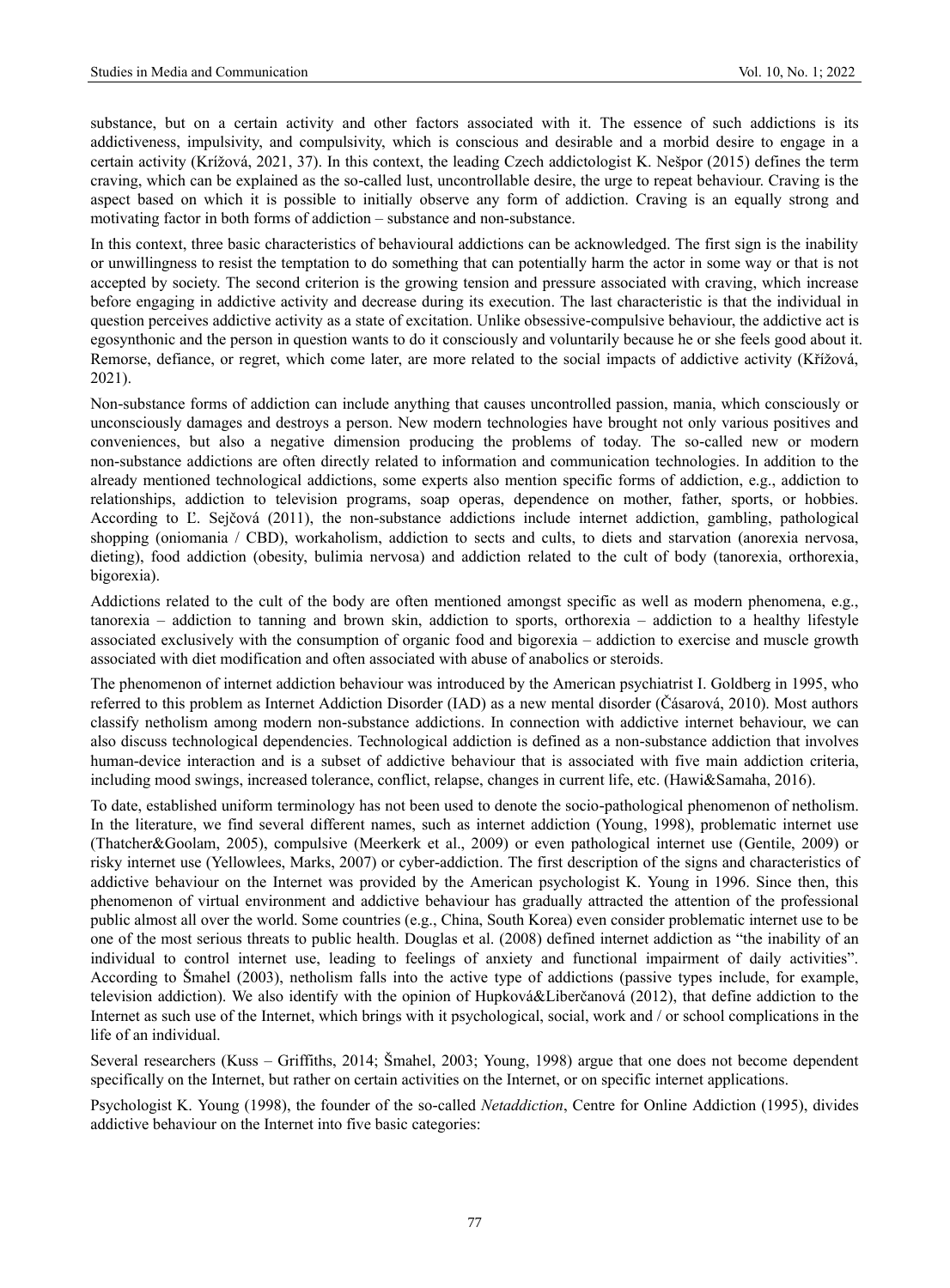substance, but on a certain activity and other factors associated with it. The essence of such addictions is its addictiveness, impulsivity, and compulsivity, which is conscious and desirable and a morbid desire to engage in a certain activity (Krížová, 2021, 37). In this context, the leading Czech addictologist K. Nešpor (2015) defines the term craving, which can be explained as the so-called lust, uncontrollable desire, the urge to repeat behaviour. Craving is the aspect based on which it is possible to initially observe any form of addiction. Craving is an equally strong and motivating factor in both forms of addiction – substance and non-substance.

In this context, three basic characteristics of behavioural addictions can be acknowledged. The first sign is the inability or unwillingness to resist the temptation to do something that can potentially harm the actor in some way or that is not accepted by society. The second criterion is the growing tension and pressure associated with craving, which increase before engaging in addictive activity and decrease during its execution. The last characteristic is that the individual in question perceives addictive activity as a state of excitation. Unlike obsessive-compulsive behaviour, the addictive act is egosynthonic and the person in question wants to do it consciously and voluntarily because he or she feels good about it. Remorse, defiance, or regret, which come later, are more related to the social impacts of addictive activity (Křížová, 2021).

Non-substance forms of addiction can include anything that causes uncontrolled passion, mania, which consciously or unconsciously damages and destroys a person. New modern technologies have brought not only various positives and conveniences, but also a negative dimension producing the problems of today. The so-called new or modern non-substance addictions are often directly related to information and communication technologies. In addition to the already mentioned technological addictions, some experts also mention specific forms of addiction, e.g., addiction to relationships, addiction to television programs, soap operas, dependence on mother, father, sports, or hobbies. According to Ľ. Sejčová (2011), the non-substance addictions include internet addiction, gambling, pathological shopping (oniomania / CBD), workaholism, addiction to sects and cults, to diets and starvation (anorexia nervosa, dieting), food addiction (obesity, bulimia nervosa) and addiction related to the cult of body (tanorexia, orthorexia, bigorexia).

Addictions related to the cult of the body are often mentioned amongst specific as well as modern phenomena, e.g., tanorexia – addiction to tanning and brown skin, addiction to sports, orthorexia – addiction to a healthy lifestyle associated exclusively with the consumption of organic food and bigorexia – addiction to exercise and muscle growth associated with diet modification and often associated with abuse of anabolics or steroids.

The phenomenon of internet addiction behaviour was introduced by the American psychiatrist I. Goldberg in 1995, who referred to this problem as Internet Addiction Disorder (IAD) as a new mental disorder (Čásarová, 2010). Most authors classify netholism among modern non-substance addictions. In connection with addictive internet behaviour, we can also discuss technological dependencies. Technological addiction is defined as a non-substance addiction that involves human-device interaction and is a subset of addictive behaviour that is associated with five main addiction criteria, including mood swings, increased tolerance, conflict, relapse, changes in current life, etc. (Hawi&Samaha, 2016).

To date, established uniform terminology has not been used to denote the socio-pathological phenomenon of netholism. In the literature, we find several different names, such as internet addiction (Young, 1998), problematic internet use (Thatcher&Goolam, 2005), compulsive (Meerkerk et al., 2009) or even pathological internet use (Gentile, 2009) or risky internet use (Yellowlees, Marks, 2007) or cyber-addiction. The first description of the signs and characteristics of addictive behaviour on the Internet was provided by the American psychologist K. Young in 1996. Since then, this phenomenon of virtual environment and addictive behaviour has gradually attracted the attention of the professional public almost all over the world. Some countries (e.g., China, South Korea) even consider problematic internet use to be one of the most serious threats to public health. Douglas et al. (2008) defined internet addiction as "the inability of an individual to control internet use, leading to feelings of anxiety and functional impairment of daily activities". According to Šmahel (2003), netholism falls into the active type of addictions (passive types include, for example, television addiction). We also identify with the opinion of Hupková&Liberčanová (2012), that define addiction to the Internet as such use of the Internet, which brings with it psychological, social, work and / or school complications in the life of an individual.

Several researchers (Kuss – Griffiths, 2014; Šmahel, 2003; Young, 1998) argue that one does not become dependent specifically on the Internet, but rather on certain activities on the Internet, or on specific internet applications.

Psychologist K. Young (1998), the founder of the so-called *Netaddiction*, Centre for Online Addiction (1995), divides addictive behaviour on the Internet into five basic categories: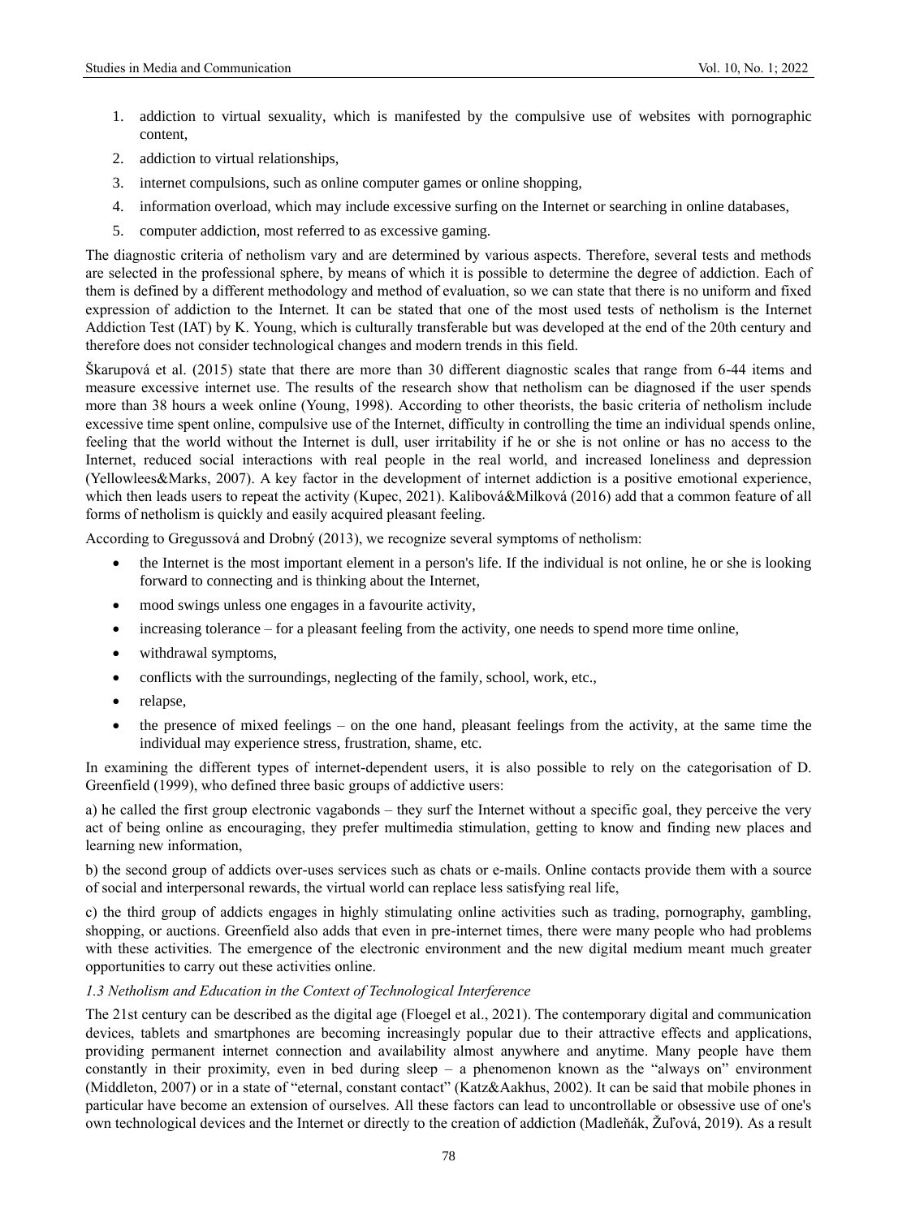1. addiction to virtual sexuality, which is manifested by the compulsive use of websites with pornographic content,
2. addiction to virtual relationships,
3. internet compulsions, such as online computer games or online shopping,
4. information overload, which may include excessive surfing on the Internet or searching in online databases,
5. computer addiction, most referred to as excessive gaming.

The diagnostic criteria of netholism vary and are determined by various aspects. Therefore, several tests and methods are selected in the professional sphere, by means of which it is possible to determine the degree of addiction. Each of them is defined by a different methodology and method of evaluation, so we can state that there is no uniform and fixed expression of addiction to the Internet. It can be stated that one of the most used tests of netholism is the Internet Addiction Test (IAT) by K. Young, which is culturally transferable but was developed at the end of the 20th century and therefore does not consider technological changes and modern trends in this field.

Škarupová et al. (2015) state that there are more than 30 different diagnostic scales that range from 6-44 items and measure excessive internet use. The results of the research show that netholism can be diagnosed if the user spends more than 38 hours a week online (Young, 1998). According to other theorists, the basic criteria of netholism include excessive time spent online, compulsive use of the Internet, difficulty in controlling the time an individual spends online, feeling that the world without the Internet is dull, user irritability if he or she is not online or has no access to the Internet, reduced social interactions with real people in the real world, and increased loneliness and depression (Yellowlees&Marks, 2007). A key factor in the development of internet addiction is a positive emotional experience, which then leads users to repeat the activity (Kupec, 2021). Kalibová&Milková (2016) add that a common feature of all forms of netholism is quickly and easily acquired pleasant feeling.

According to Gregussová and Drobný (2013), we recognize several symptoms of netholism:

- the Internet is the most important element in a person's life. If the individual is not online, he or she is looking forward to connecting and is thinking about the Internet,
- mood swings unless one engages in a favourite activity,
- increasing tolerance – for a pleasant feeling from the activity, one needs to spend more time online,
- withdrawal symptoms,
- conflicts with the surroundings, neglecting of the family, school, work, etc.,
- relapse,
- the presence of mixed feelings – on the one hand, pleasant feelings from the activity, at the same time the individual may experience stress, frustration, shame, etc.

In examining the different types of internet-dependent users, it is also possible to rely on the categorisation of D. Greenfield (1999), who defined three basic groups of addictive users:

a) he called the first group electronic vagabonds – they surf the Internet without a specific goal, they perceive the very act of being online as encouraging, they prefer multimedia stimulation, getting to know and finding new places and learning new information,

b) the second group of addicts over-uses services such as chats or e-mails. Online contacts provide them with a source of social and interpersonal rewards, the virtual world can replace less satisfying real life,

c) the third group of addicts engages in highly stimulating online activities such as trading, pornography, gambling, shopping, or auctions. Greenfield also adds that even in pre-internet times, there were many people who had problems with these activities. The emergence of the electronic environment and the new digital medium meant much greater opportunities to carry out these activities online.

### *1.3 Netholism and Education in the Context of Technological Interference*

The 21st century can be described as the digital age (Floegel et al., 2021). The contemporary digital and communication devices, tablets and smartphones are becoming increasingly popular due to their attractive effects and applications, providing permanent internet connection and availability almost anywhere and anytime. Many people have them constantly in their proximity, even in bed during sleep – a phenomenon known as the "always on" environment (Middleton, 2007) or in a state of "eternal, constant contact" (Katz&Aakhus, 2002). It can be said that mobile phones in particular have become an extension of ourselves. All these factors can lead to uncontrollable or obsessive use of one's own technological devices and the Internet or directly to the creation of addiction (Madleňák, Žuľová, 2019). As a result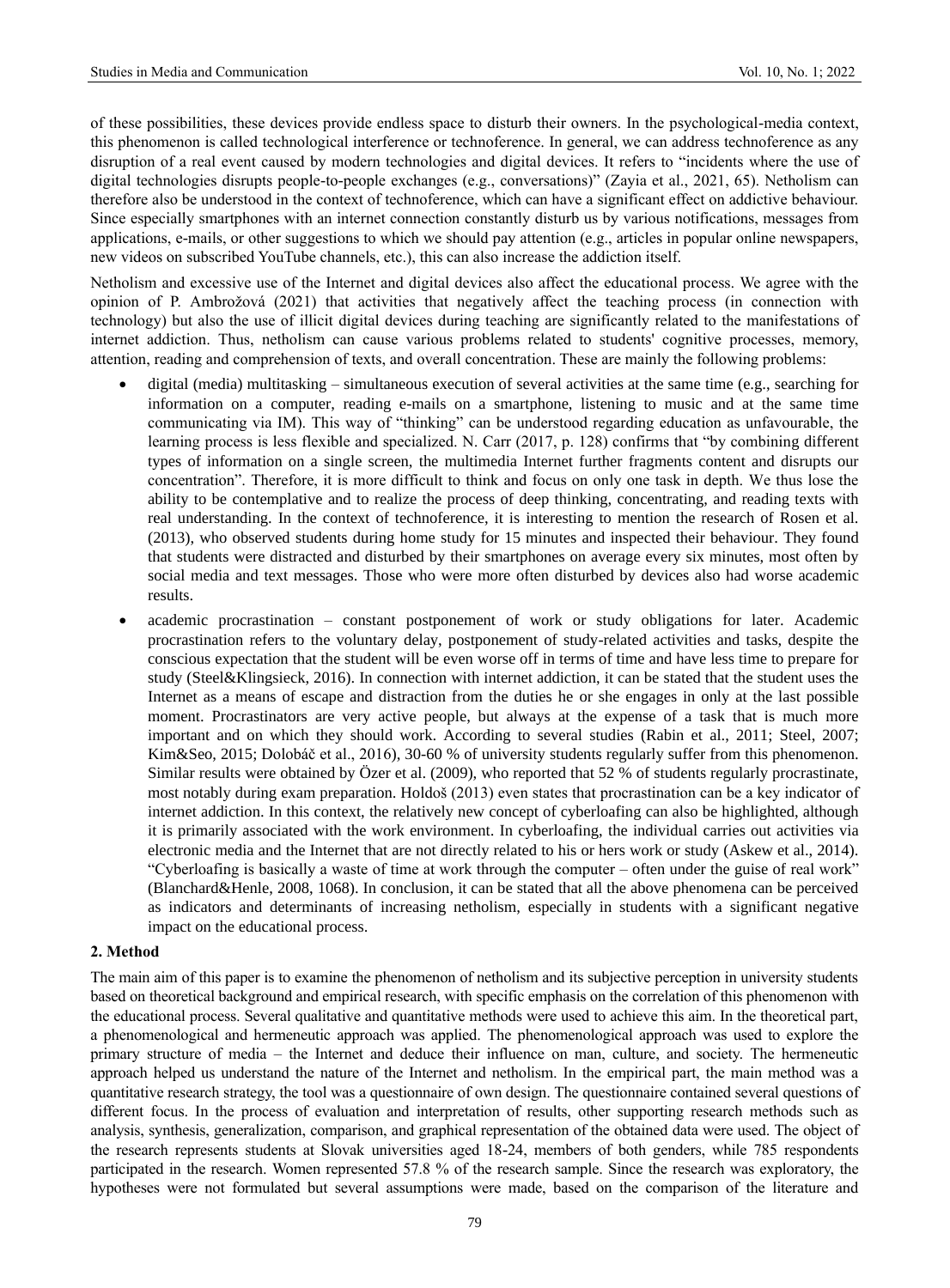of these possibilities, these devices provide endless space to disturb their owners. In the psychological-media context, this phenomenon is called technological interference or technoference. In general, we can address technoference as any disruption of a real event caused by modern technologies and digital devices. It refers to "incidents where the use of digital technologies disrupts people-to-people exchanges (e.g., conversations)" (Zayia et al., 2021, 65). Netholism can therefore also be understood in the context of technoference, which can have a significant effect on addictive behaviour. Since especially smartphones with an internet connection constantly disturb us by various notifications, messages from applications, e-mails, or other suggestions to which we should pay attention (e.g., articles in popular online newspapers, new videos on subscribed YouTube channels, etc.), this can also increase the addiction itself.

Netholism and excessive use of the Internet and digital devices also affect the educational process. We agree with the opinion of P. Ambrožová (2021) that activities that negatively affect the teaching process (in connection with technology) but also the use of illicit digital devices during teaching are significantly related to the manifestations of internet addiction. Thus, netholism can cause various problems related to students' cognitive processes, memory, attention, reading and comprehension of texts, and overall concentration. These are mainly the following problems:

- digital (media) multitasking – simultaneous execution of several activities at the same time (e.g., searching for information on a computer, reading e-mails on a smartphone, listening to music and at the same time communicating via IM). This way of "thinking" can be understood regarding education as unfavourable, the learning process is less flexible and specialized. N. Carr (2017, p. 128) confirms that "by combining different types of information on a single screen, the multimedia Internet further fragments content and disrupts our concentration". Therefore, it is more difficult to think and focus on only one task in depth. We thus lose the ability to be contemplative and to realize the process of deep thinking, concentrating, and reading texts with real understanding. In the context of technoference, it is interesting to mention the research of Rosen et al. (2013), who observed students during home study for 15 minutes and inspected their behaviour. They found that students were distracted and disturbed by their smartphones on average every six minutes, most often by social media and text messages. Those who were more often disturbed by devices also had worse academic results.
- academic procrastination – constant postponement of work or study obligations for later. Academic procrastination refers to the voluntary delay, postponement of study-related activities and tasks, despite the conscious expectation that the student will be even worse off in terms of time and have less time to prepare for study (Steel&Klingsieck, 2016). In connection with internet addiction, it can be stated that the student uses the Internet as a means of escape and distraction from the duties he or she engages in only at the last possible moment. Procrastinators are very active people, but always at the expense of a task that is much more important and on which they should work. According to several studies (Rabin et al., 2011; Steel, 2007; Kim&Seo, 2015; Dolobáč et al., 2016), 30-60 % of university students regularly suffer from this phenomenon. Similar results were obtained by Özer et al. (2009), who reported that 52 % of students regularly procrastinate, most notably during exam preparation. Holdoš (2013) even states that procrastination can be a key indicator of internet addiction. In this context, the relatively new concept of cyberloafing can also be highlighted, although it is primarily associated with the work environment. In cyberloafing, the individual carries out activities via electronic media and the Internet that are not directly related to his or hers work or study (Askew et al., 2014). "Cyberloafing is basically a waste of time at work through the computer – often under the guise of real work" (Blanchard&Henle, 2008, 1068). In conclusion, it can be stated that all the above phenomena can be perceived as indicators and determinants of increasing netholism, especially in students with a significant negative impact on the educational process.

## 2. Method

The main aim of this paper is to examine the phenomenon of netholism and its subjective perception in university students based on theoretical background and empirical research, with specific emphasis on the correlation of this phenomenon with the educational process. Several qualitative and quantitative methods were used to achieve this aim. In the theoretical part, a phenomenological and hermeneutic approach was applied. The phenomenological approach was used to explore the primary structure of media – the Internet and deduce their influence on man, culture, and society. The hermeneutic approach helped us understand the nature of the Internet and netholism. In the empirical part, the main method was a quantitative research strategy, the tool was a questionnaire of own design. The questionnaire contained several questions of different focus. In the process of evaluation and interpretation of results, other supporting research methods such as analysis, synthesis, generalization, comparison, and graphical representation of the obtained data were used. The object of the research represents students at Slovak universities aged 18-24, members of both genders, while 785 respondents participated in the research. Women represented 57.8 % of the research sample. Since the research was exploratory, the hypotheses were not formulated but several assumptions were made, based on the comparison of the literature and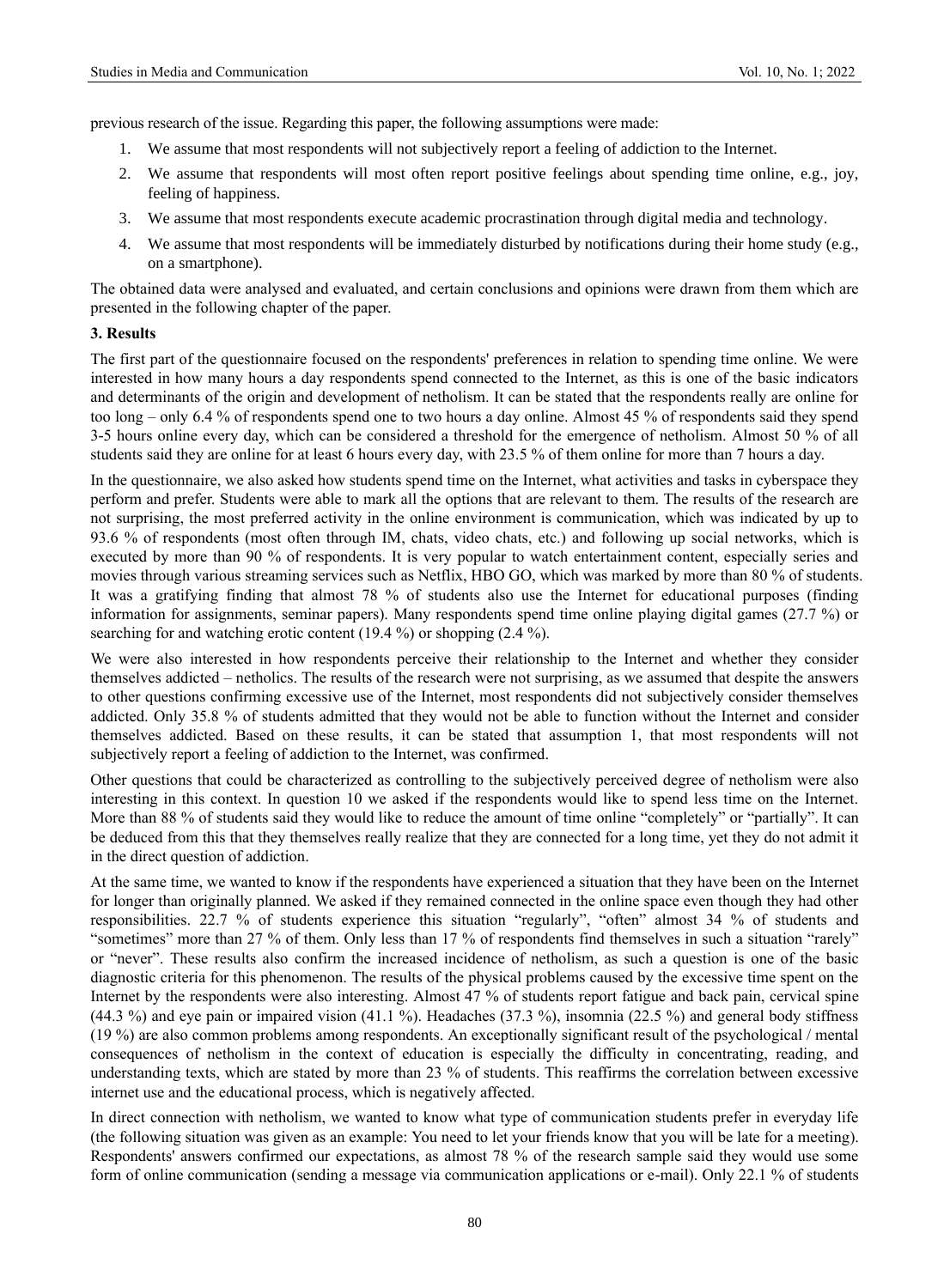previous research of the issue. Regarding this paper, the following assumptions were made:

1. We assume that most respondents will not subjectively report a feeling of addiction to the Internet.
2. We assume that respondents will most often report positive feelings about spending time online, e.g., joy, feeling of happiness.
3. We assume that most respondents execute academic procrastination through digital media and technology.
4. We assume that most respondents will be immediately disturbed by notifications during their home study (e.g., on a smartphone).

The obtained data were analysed and evaluated, and certain conclusions and opinions were drawn from them which are presented in the following chapter of the paper.

## 3. Results

The first part of the questionnaire focused on the respondents' preferences in relation to spending time online. We were interested in how many hours a day respondents spend connected to the Internet, as this is one of the basic indicators and determinants of the origin and development of netholism. It can be stated that the respondents really are online for too long – only 6.4 % of respondents spend one to two hours a day online. Almost 45 % of respondents said they spend 3-5 hours online every day, which can be considered a threshold for the emergence of netholism. Almost 50 % of all students said they are online for at least 6 hours every day, with 23.5 % of them online for more than 7 hours a day.

In the questionnaire, we also asked how students spend time on the Internet, what activities and tasks in cyberspace they perform and prefer. Students were able to mark all the options that are relevant to them. The results of the research are not surprising, the most preferred activity in the online environment is communication, which was indicated by up to 93.6 % of respondents (most often through IM, chats, video chats, etc.) and following up social networks, which is executed by more than 90 % of respondents. It is very popular to watch entertainment content, especially series and movies through various streaming services such as Netflix, HBO GO, which was marked by more than 80 % of students. It was a gratifying finding that almost 78 % of students also use the Internet for educational purposes (finding information for assignments, seminar papers). Many respondents spend time online playing digital games (27.7 %) or searching for and watching erotic content (19.4 %) or shopping (2.4 %).

We were also interested in how respondents perceive their relationship to the Internet and whether they consider themselves addicted – netholics. The results of the research were not surprising, as we assumed that despite the answers to other questions confirming excessive use of the Internet, most respondents did not subjectively consider themselves addicted. Only 35.8 % of students admitted that they would not be able to function without the Internet and consider themselves addicted. Based on these results, it can be stated that assumption 1, that most respondents will not subjectively report a feeling of addiction to the Internet, was confirmed.

Other questions that could be characterized as controlling to the subjectively perceived degree of netholism were also interesting in this context. In question 10 we asked if the respondents would like to spend less time on the Internet. More than 88 % of students said they would like to reduce the amount of time online "completely" or "partially". It can be deduced from this that they themselves really realize that they are connected for a long time, yet they do not admit it in the direct question of addiction.

At the same time, we wanted to know if the respondents have experienced a situation that they have been on the Internet for longer than originally planned. We asked if they remained connected in the online space even though they had other responsibilities. 22.7 % of students experience this situation "regularly", "often" almost 34 % of students and "sometimes" more than 27 % of them. Only less than 17 % of respondents find themselves in such a situation "rarely" or "never". These results also confirm the increased incidence of netholism, as such a question is one of the basic diagnostic criteria for this phenomenon. The results of the physical problems caused by the excessive time spent on the Internet by the respondents were also interesting. Almost 47 % of students report fatigue and back pain, cervical spine (44.3 %) and eye pain or impaired vision (41.1 %). Headaches (37.3 %), insomnia (22.5 %) and general body stiffness (19 %) are also common problems among respondents. An exceptionally significant result of the psychological / mental consequences of netholism in the context of education is especially the difficulty in concentrating, reading, and understanding texts, which are stated by more than 23 % of students. This reaffirms the correlation between excessive internet use and the educational process, which is negatively affected.

In direct connection with netholism, we wanted to know what type of communication students prefer in everyday life (the following situation was given as an example: You need to let your friends know that you will be late for a meeting). Respondents' answers confirmed our expectations, as almost 78 % of the research sample said they would use some form of online communication (sending a message via communication applications or e-mail). Only 22.1 % of students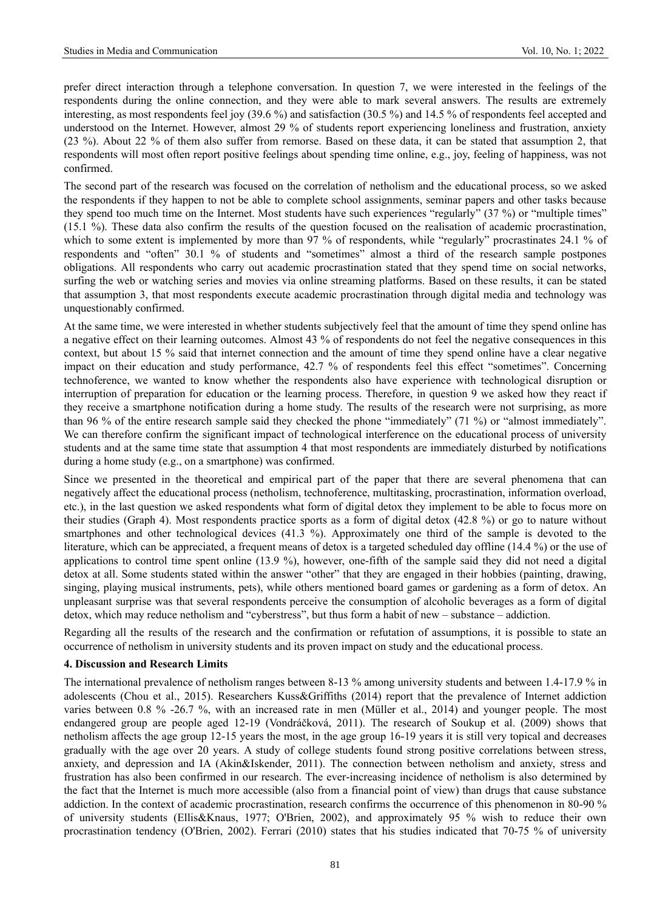prefer direct interaction through a telephone conversation. In question 7, we were interested in the feelings of the respondents during the online connection, and they were able to mark several answers. The results are extremely interesting, as most respondents feel joy (39.6 %) and satisfaction (30.5 %) and 14.5 % of respondents feel accepted and understood on the Internet. However, almost 29 % of students report experiencing loneliness and frustration, anxiety (23 %). About 22 % of them also suffer from remorse. Based on these data, it can be stated that assumption 2, that respondents will most often report positive feelings about spending time online, e.g., joy, feeling of happiness, was not confirmed.

The second part of the research was focused on the correlation of netholism and the educational process, so we asked the respondents if they happen to not be able to complete school assignments, seminar papers and other tasks because they spend too much time on the Internet. Most students have such experiences "regularly" (37 %) or "multiple times" (15.1 %). These data also confirm the results of the question focused on the realisation of academic procrastination, which to some extent is implemented by more than 97 % of respondents, while "regularly" procrastinates 24.1 % of respondents and "often" 30.1 % of students and "sometimes" almost a third of the research sample postpones obligations. All respondents who carry out academic procrastination stated that they spend time on social networks, surfing the web or watching series and movies via online streaming platforms. Based on these results, it can be stated that assumption 3, that most respondents execute academic procrastination through digital media and technology was unquestionably confirmed.

At the same time, we were interested in whether students subjectively feel that the amount of time they spend online has a negative effect on their learning outcomes. Almost 43 % of respondents do not feel the negative consequences in this context, but about 15 % said that internet connection and the amount of time they spend online have a clear negative impact on their education and study performance, 42.7 % of respondents feel this effect "sometimes". Concerning technoference, we wanted to know whether the respondents also have experience with technological disruption or interruption of preparation for education or the learning process. Therefore, in question 9 we asked how they react if they receive a smartphone notification during a home study. The results of the research were not surprising, as more than 96 % of the entire research sample said they checked the phone "immediately" (71 %) or "almost immediately". We can therefore confirm the significant impact of technological interference on the educational process of university students and at the same time state that assumption 4 that most respondents are immediately disturbed by notifications during a home study (e.g., on a smartphone) was confirmed.

Since we presented in the theoretical and empirical part of the paper that there are several phenomena that can negatively affect the educational process (netholism, technoference, multitasking, procrastination, information overload, etc.), in the last question we asked respondents what form of digital detox they implement to be able to focus more on their studies (Graph 4). Most respondents practice sports as a form of digital detox (42.8 %) or go to nature without smartphones and other technological devices (41.3 %). Approximately one third of the sample is devoted to the literature, which can be appreciated, a frequent means of detox is a targeted scheduled day offline (14.4 %) or the use of applications to control time spent online (13.9 %), however, one-fifth of the sample said they did not need a digital detox at all. Some students stated within the answer "other" that they are engaged in their hobbies (painting, drawing, singing, playing musical instruments, pets), while others mentioned board games or gardening as a form of detox. An unpleasant surprise was that several respondents perceive the consumption of alcoholic beverages as a form of digital detox, which may reduce netholism and "cyberstress", but thus form a habit of new – substance – addiction.

Regarding all the results of the research and the confirmation or refutation of assumptions, it is possible to state an occurrence of netholism in university students and its proven impact on study and the educational process.

## 4. Discussion and Research Limits

The international prevalence of netholism ranges between 8-13 % among university students and between 1.4-17.9 % in adolescents (Chou et al., 2015). Researchers Kuss&Griffiths (2014) report that the prevalence of Internet addiction varies between 0.8 % -26.7 %, with an increased rate in men (Müller et al., 2014) and younger people. The most endangered group are people aged 12-19 (Vondráčková, 2011). The research of Soukup et al. (2009) shows that netholism affects the age group 12-15 years the most, in the age group 16-19 years it is still very topical and decreases gradually with the age over 20 years. A study of college students found strong positive correlations between stress, anxiety, and depression and IA (Akin&Iskender, 2011). The connection between netholism and anxiety, stress and frustration has also been confirmed in our research. The ever-increasing incidence of netholism is also determined by the fact that the Internet is much more accessible (also from a financial point of view) than drugs that cause substance addiction. In the context of academic procrastination, research confirms the occurrence of this phenomenon in 80-90 % of university students (Ellis&Knaus, 1977; O'Brien, 2002), and approximately 95 % wish to reduce their own procrastination tendency (O'Brien, 2002). Ferrari (2010) states that his studies indicated that 70-75 % of university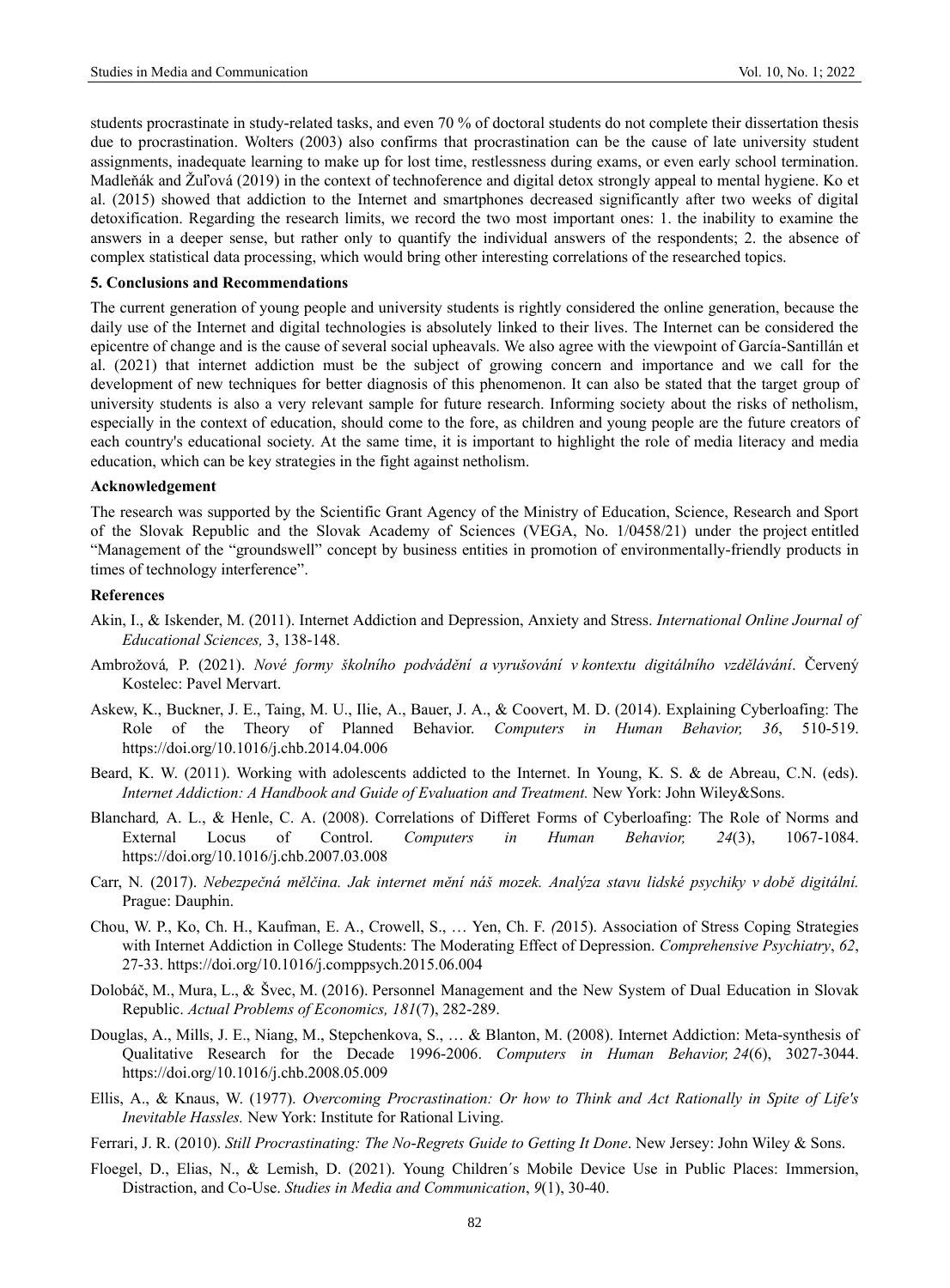students procrastinate in study-related tasks, and even 70 % of doctoral students do not complete their dissertation thesis due to procrastination. Wolters (2003) also confirms that procrastination can be the cause of late university student assignments, inadequate learning to make up for lost time, restlessness during exams, or even early school termination. Madleňák and Žuľová (2019) in the context of technoference and digital detox strongly appeal to mental hygiene. Ko et al. (2015) showed that addiction to the Internet and smartphones decreased significantly after two weeks of digital detoxification. Regarding the research limits, we record the two most important ones: 1. the inability to examine the answers in a deeper sense, but rather only to quantify the individual answers of the respondents; 2. the absence of complex statistical data processing, which would bring other interesting correlations of the researched topics.

### 5. Conclusions and Recommendations

The current generation of young people and university students is rightly considered the online generation, because the daily use of the Internet and digital technologies is absolutely linked to their lives. The Internet can be considered the epicentre of change and is the cause of several social upheavals. We also agree with the viewpoint of García-Santillán et al. (2021) that internet addiction must be the subject of growing concern and importance and we call for the development of new techniques for better diagnosis of this phenomenon. It can also be stated that the target group of university students is also a very relevant sample for future research. Informing society about the risks of netholism, especially in the context of education, should come to the fore, as children and young people are the future creators of each country's educational society. At the same time, it is important to highlight the role of media literacy and media education, which can be key strategies in the fight against netholism.

### Acknowledgement

The research was supported by the Scientific Grant Agency of the Ministry of Education, Science, Research and Sport of the Slovak Republic and the Slovak Academy of Sciences (VEGA, No. 1/0458/21) under the project entitled "Management of the "groundswell" concept by business entities in promotion of environmentally-friendly products in times of technology interference".

### References

Akin, I., & Iskender, M. (2011). Internet Addiction and Depression, Anxiety and Stress. *International Online Journal of Educational Sciences,* 3, 138-148.

Ambrožová*,* P. (2021). *Nové formy školního podvádění a vyrušování v kontextu digitálního vzdělávání*. Červený Kostelec: Pavel Mervart.

Askew, K., Buckner, J. E., Taing, M. U., Ilie, A., Bauer, J. A., & Coovert, M. D. (2014). Explaining Cyberloafing: The Role of the Theory of Planned Behavior. *Computers in Human Behavior, 36*, 510-519. https://doi.org/10.1016/j.chb.2014.04.006

Beard, K. W. (2011). Working with adolescents addicted to the Internet. In Young, K. S. & de Abreau, C.N. (eds). *Internet Addiction: A Handbook and Guide of Evaluation and Treatment.* New York: John Wiley&Sons.

Blanchard*,* A. L., & Henle, C. A. (2008). Correlations of Differet Forms of Cyberloafing: The Role of Norms and External Locus of Control. *Computers in Human Behavior, 24*(3), 1067-1084. https://doi.org/10.1016/j.chb.2007.03.008

Carr, N. (2017). *Nebezpečná mělčina. Jak internet mění náš mozek. Analýza stavu lidské psychiky v době digitální.* Prague: Dauphin.

Chou, W. P., Ko, Ch. H., Kaufman, E. A., Crowell, S., … Yen, Ch. F. *(*2015). Association of Stress Coping Strategies with Internet Addiction in College Students: The Moderating Effect of Depression. *Comprehensive Psychiatry*, *62*, 27-33. https://doi.org/10.1016/j.comppsych.2015.06.004

Dolobáč, M., Mura, L., & Švec, M. (2016). Personnel Management and the New System of Dual Education in Slovak Republic. *Actual Problems of Economics, 181*(7), 282-289.

Douglas, A., Mills, J. E., Niang, M., Stepchenkova, S., … & Blanton, M. (2008). Internet Addiction: Meta-synthesis of Qualitative Research for the Decade 1996-2006. *Computers in Human Behavior, 24*(6), 3027-3044. https://doi.org/10.1016/j.chb.2008.05.009

Ellis, A., & Knaus, W. (1977). *Overcoming Procrastination: Or how to Think and Act Rationally in Spite of Life's Inevitable Hassles.* New York: Institute for Rational Living.

Ferrari, J. R. (2010). *Still Procrastinating: The No-Regrets Guide to Getting It Done*. New Jersey: John Wiley & Sons.

Floegel, D., Elias, N., & Lemish, D. (2021). Young Children´s Mobile Device Use in Public Places: Immersion, Distraction, and Co-Use. *Studies in Media and Communication*, *9*(1), 30-40.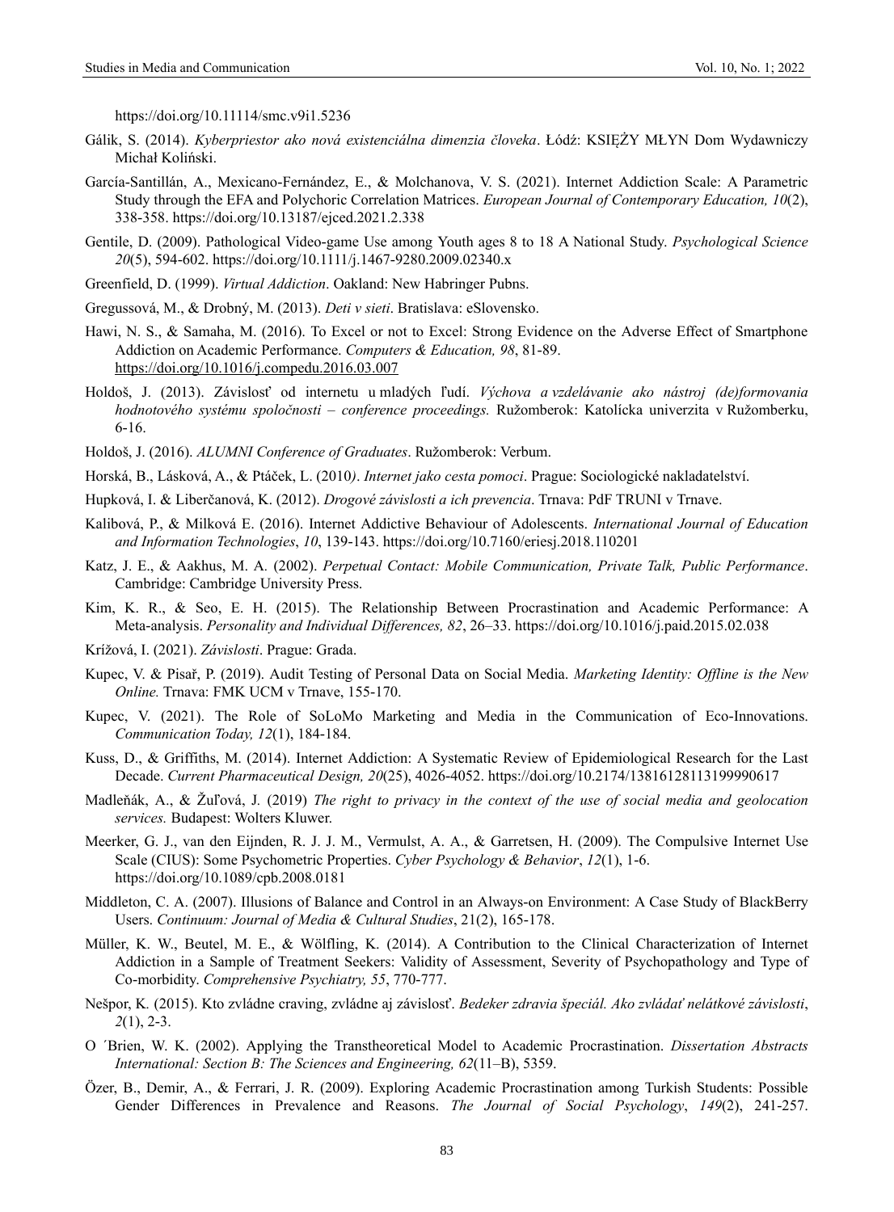https://doi.org/10.11114/smc.v9i1.5236

Gálik, S. (2014). *Kyberpriestor ako nová existenciálna dimenzia človeka*. Łódź: KSIĘŻY MŁYN Dom Wydawniczy Michał Koliński.

García-Santillán, A., Mexicano-Fernández, E., & Molchanova, V. S. (2021). Internet Addiction Scale: A Parametric Study through the EFA and Polychoric Correlation Matrices. *European Journal of Contemporary Education, 10*(2), 338-358. https://doi.org/10.13187/ejced.2021.2.338

Gentile, D. (2009). Pathological Video-game Use among Youth ages 8 to 18 A National Study. *Psychological Science 20*(5), 594-602. https://doi.org/10.1111/j.1467-9280.2009.02340.x

Greenfield, D. (1999). *Virtual Addiction*. Oakland: New Habringer Pubns.

Gregussová, M., & Drobný, M. (2013). *Deti v sieti*. Bratislava: eSlovensko.

Hawi, N. S., & Samaha, M. (2016). To Excel or not to Excel: Strong Evidence on the Adverse Effect of Smartphone Addiction on Academic Performance. *Computers & Education, 98*, 81-89. https://doi.org/10.1016/j.compedu.2016.03.007

Holdoš, J. (2013). Závislosť od internetu u mladých ľudí. *Výchova a vzdelávanie ako nástroj (de)formovania hodnotového systému spoločnosti – conference proceedings.* Ružomberok: Katolícka univerzita v Ružomberku, 6-16.

Holdoš, J. (2016). *ALUMNI Conference of Graduates*. Ružomberok: Verbum.

Horská, B., Lásková, A., & Ptáček, L. (2010*)*. *Internet jako cesta pomoci*. Prague: Sociologické nakladatelství.

Hupková, I. & Liberčanová, K. (2012). *Drogové závislosti a ich prevencia*. Trnava: PdF TRUNI v Trnave.

Kalibová, P., & Milková E. (2016). Internet Addictive Behaviour of Adolescents. *International Journal of Education and Information Technologies*, *10*, 139-143. https://doi.org/10.7160/eriesj.2018.110201

Katz, J. E., & Aakhus, M. A. (2002). *Perpetual Contact: Mobile Communication, Private Talk, Public Performance*. Cambridge: Cambridge University Press.

Kim, K. R., & Seo, E. H. (2015). The Relationship Between Procrastination and Academic Performance: A Meta-analysis. *Personality and Individual Differences, 82*, 26–33. https://doi.org/10.1016/j.paid.2015.02.038

Krížová, I. (2021). *Závislosti*. Prague: Grada.

Kupec, V. & Pisař, P. (2019). Audit Testing of Personal Data on Social Media. *Marketing Identity: Offline is the New Online.* Trnava: FMK UCM v Trnave, 155-170.

Kupec, V. (2021). The Role of SoLoMo Marketing and Media in the Communication of Eco-Innovations. *Communication Today, 12*(1), 184-184.

Kuss, D., & Griffiths, M. (2014). Internet Addiction: A Systematic Review of Epidemiological Research for the Last Decade. *Current Pharmaceutical Design, 20*(25), 4026-4052. https://doi.org/10.2174/13816128113199990617

Madleňák, A., & Žuľová, J. (2019) *The right to privacy in the context of the use of social media and geolocation services.* Budapest: Wolters Kluwer.

Meerker, G. J., van den Eijnden, R. J. J. M., Vermulst, A. A., & Garretsen, H. (2009). The Compulsive Internet Use Scale (CIUS): Some Psychometric Properties. *Cyber Psychology & Behavior*, *12*(1), 1-6. https://doi.org/10.1089/cpb.2008.0181

Middleton, C. A. (2007). Illusions of Balance and Control in an Always-on Environment: A Case Study of BlackBerry Users. *Continuum: Journal of Media & Cultural Studies*, 21(2), 165-178.

Müller, K. W., Beutel, M. E., & Wölfling, K. (2014). A Contribution to the Clinical Characterization of Internet Addiction in a Sample of Treatment Seekers: Validity of Assessment, Severity of Psychopathology and Type of Co-morbidity. *Comprehensive Psychiatry, 55*, 770-777.

Nešpor, K. (2015). Kto zvládne craving, zvládne aj závislosť. *Bedeker zdravia špeciál. Ako zvládať nelátkové závislosti*, *2*(1), 2-3.

O ´Brien, W. K. (2002). Applying the Transtheoretical Model to Academic Procrastination. *Dissertation Abstracts International: Section B: The Sciences and Engineering, 62*(11–B), 5359.

Özer, B., Demir, A., & Ferrari, J. R. (2009). Exploring Academic Procrastination among Turkish Students: Possible Gender Differences in Prevalence and Reasons. *The Journal of Social Psychology*, *149*(2), 241-257.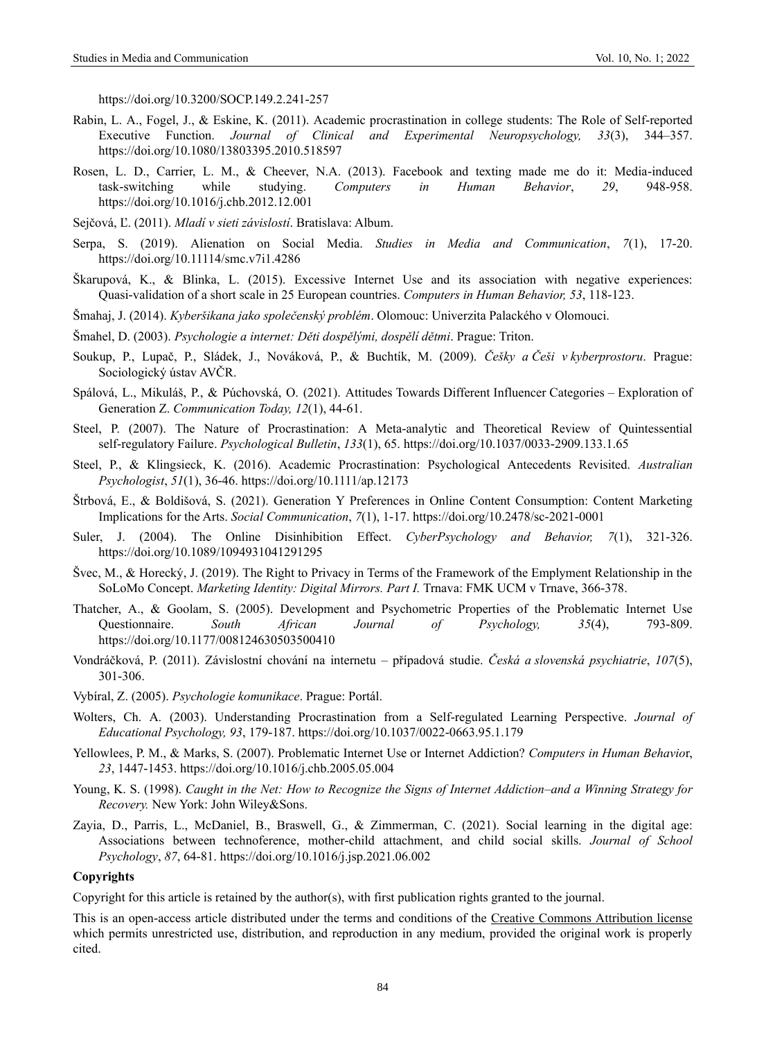https://doi.org/10.3200/SOCP.149.2.241-257

Rabin, L. A., Fogel, J., & Eskine, K. (2011). Academic procrastination in college students: The Role of Self-reported Executive Function. *Journal of Clinical and Experimental Neuropsychology, 33*(3), 344–357. https://doi.org/10.1080/13803395.2010.518597

Rosen, L. D., Carrier, L. M., & Cheever, N.A. (2013). Facebook and texting made me do it: Media-induced task-switching while studying. *Computers in Human Behavior*, *29*, 948-958. https://doi.org/10.1016/j.chb.2012.12.001

Sejčová, Ľ. (2011). *Mladí v sieti závislostí*. Bratislava: Album.

Serpa, S. (2019). Alienation on Social Media. *Studies in Media and Communication*, *7*(1), 17-20. https://doi.org/10.11114/smc.v7i1.4286

Škarupová, K., & Blinka, L. (2015). Excessive Internet Use and its association with negative experiences: Quasi-validation of a short scale in 25 European countries. *Computers in Human Behavior, 53*, 118-123.

Šmahaj, J. (2014). *Kyberšikana jako společenský problém*. Olomouc: Univerzita Palackého v Olomouci.

Šmahel, D. (2003). *Psychologie a internet: Děti dospělými, dospělí dětmi*. Prague: Triton.

Soukup, P., Lupač, P., Sládek, J., Nováková, P., & Buchtík, M. (2009). *Češky a Češi v kyberprostoru*. Prague: Sociologický ústav AVČR.

Spálová, L., Mikuláš, P., & Púchovská, O. (2021). Attitudes Towards Different Influencer Categories – Exploration of Generation Z. *Communication Today, 12*(1), 44-61.

Steel, P. (2007). The Nature of Procrastination: A Meta-analytic and Theoretical Review of Quintessential self-regulatory Failure. *Psychological Bulletin*, *133*(1), 65. https://doi.org/10.1037/0033-2909.133.1.65

Steel, P., & Klingsieck, K. (2016). Academic Procrastination: Psychological Antecedents Revisited. *Australian Psychologist*, *51*(1), 36-46. https://doi.org/10.1111/ap.12173

Štrbová, E., & Boldišová, S. (2021). Generation Y Preferences in Online Content Consumption: Content Marketing Implications for the Arts. *Social Communication*, *7*(1), 1-17. https://doi.org/10.2478/sc-2021-0001

Suler, J. (2004). The Online Disinhibition Effect. *CyberPsychology and Behavior, 7*(1), 321-326. https://doi.org/10.1089/1094931041291295

Švec, M., & Horecký, J. (2019). The Right to Privacy in Terms of the Framework of the Emplyment Relationship in the SoLoMo Concept. *Marketing Identity: Digital Mirrors. Part I.* Trnava: FMK UCM v Trnave, 366-378.

Thatcher, A., & Goolam, S. (2005). Development and Psychometric Properties of the Problematic Internet Use Questionnaire. *South African Journal of Psychology, 35*(4), 793-809. https://doi.org/10.1177/008124630503500410

Vondráčková, P. (2011). Závislostní chování na internetu – případová studie. *Česká a slovenská psychiatrie*, *107*(5), 301-306.

Vybíral, Z. (2005). *Psychologie komunikace*. Prague: Portál.

Wolters, Ch. A. (2003). Understanding Procrastination from a Self-regulated Learning Perspective. *Journal of Educational Psychology, 93*, 179-187. https://doi.org/10.1037/0022-0663.95.1.179

Yellowlees, P. M., & Marks, S. (2007). Problematic Internet Use or Internet Addiction? *Computers in Human Behavio*r, *23*, 1447-1453. https://doi.org/10.1016/j.chb.2005.05.004

Young, K. S. (1998). *Caught in the Net: How to Recognize the Signs of Internet Addiction–and a Winning Strategy for Recovery.* New York: John Wiley&Sons.

Zayia, D., Parris, L., McDaniel, B., Braswell, G., & Zimmerman, C. (2021). Social learning in the digital age: Associations between technoference, mother-child attachment, and child social skills. *Journal of School Psychology*, *87*, 64-81. https://doi.org/10.1016/j.jsp.2021.06.002

**Copyrights**

Copyright for this article is retained by the author(s), with first publication rights granted to the journal.

This is an open-access article distributed under the terms and conditions of the Creative Commons Attribution license which permits unrestricted use, distribution, and reproduction in any medium, provided the original work is properly cited.